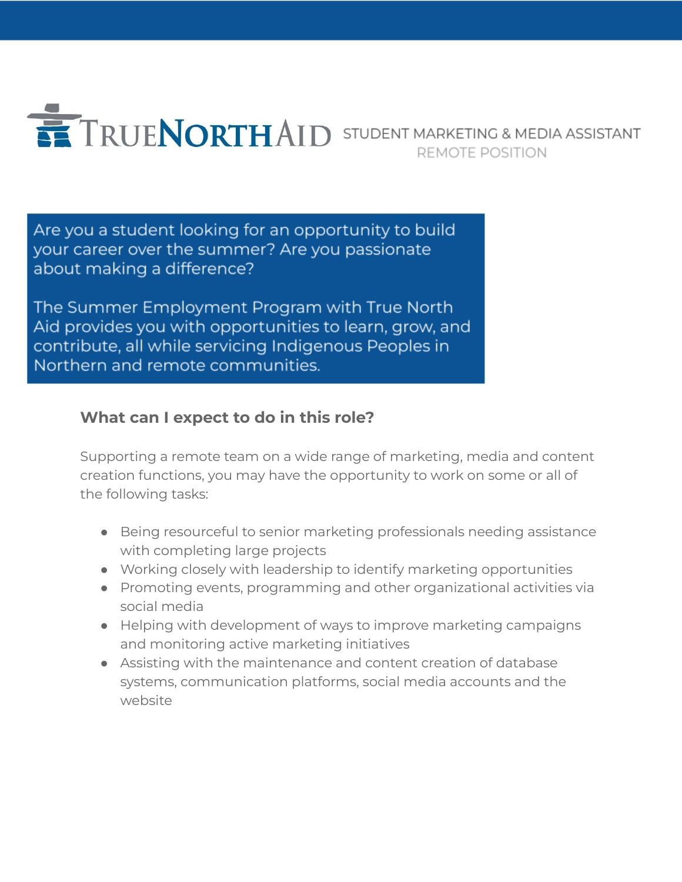# TRUENORTHAID

## STUDENT MARKETING & MEDIA ASSISTANT

REMOTE POSITION

Are you a student looking for an opportunity to build your career over the summer? Are you passionate about making a difference?

The Summer Employment Program with True North Aid provides you with opportunities to learn, grow, and contribute, all while servicing Indigenous Peoples in Northern and remote communities.

### What can I expect to do in this role?

Supporting a remote team on a wide range of marketing, media and content creation functions, you may have the opportunity to work on some or all of the following tasks:

- Being resourceful to senior marketing professionals needing assistance with completing large projects
- Working closely with leadership to identify marketing opportunities
- Promoting events, programming and other organizational activities via social media
- Helping with development of ways to improve marketing campaigns and monitoring active marketing initiatives
- Assisting with the maintenance and content creation of database systems, communication platforms, social media accounts and the website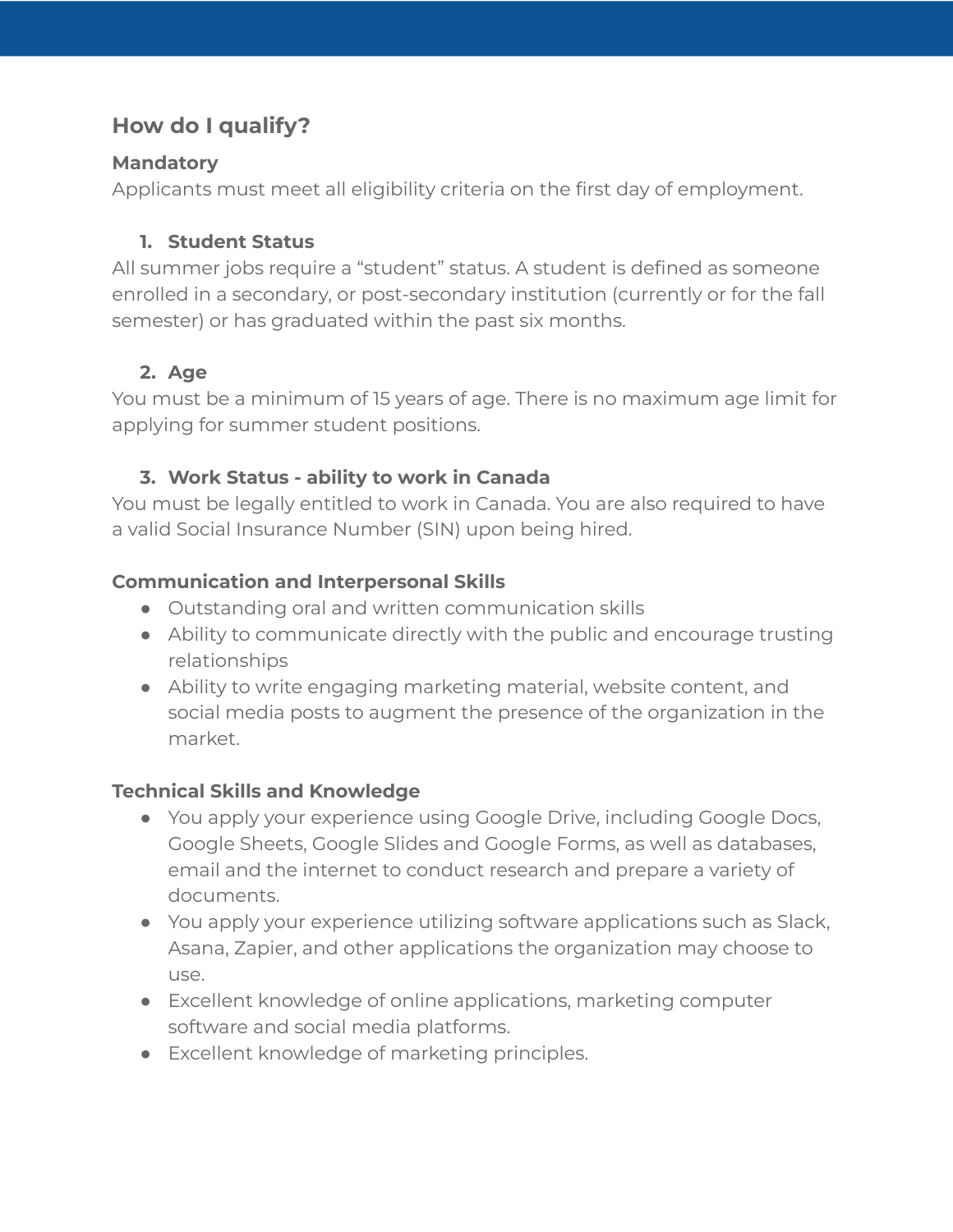## How do I qualify?

**Mandatory**

Applicants must meet all eligibility criteria on the first day of employment.

1. **Student Status**

All summer jobs require a "student" status. A student is defined as someone enrolled in a secondary, or post-secondary institution (currently or for the fall semester) or has graduated within the past six months.

2. **Age**

You must be a minimum of 15 years of age. There is no maximum age limit for applying for summer student positions.

3. **Work Status - ability to work in Canada**

You must be legally entitled to work in Canada. You are also required to have a valid Social Insurance Number (SIN) upon being hired.

**Communication and Interpersonal Skills**

- Outstanding oral and written communication skills
- Ability to communicate directly with the public and encourage trusting relationships
- Ability to write engaging marketing material, website content, and social media posts to augment the presence of the organization in the market.

**Technical Skills and Knowledge**

- You apply your experience using Google Drive, including Google Docs, Google Sheets, Google Slides and Google Forms, as well as databases, email and the internet to conduct research and prepare a variety of documents.
- You apply your experience utilizing software applications such as Slack, Asana, Zapier, and other applications the organization may choose to use.
- Excellent knowledge of online applications, marketing computer software and social media platforms.
- Excellent knowledge of marketing principles.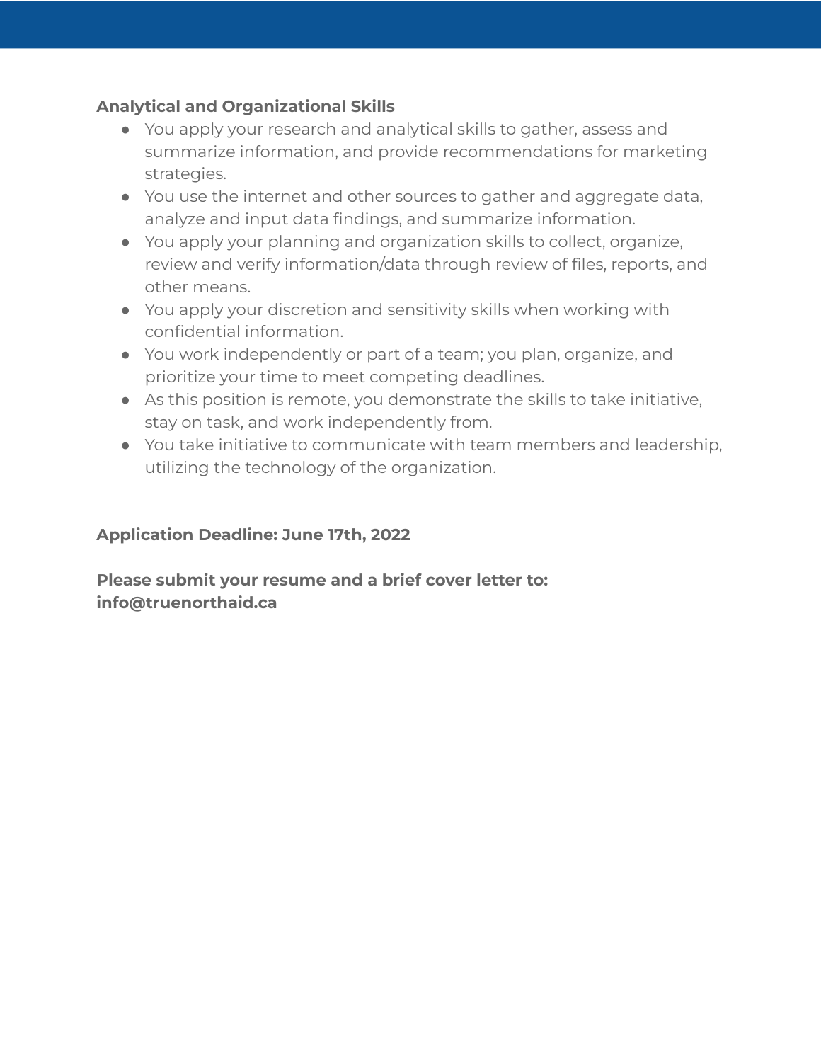**Analytical and Organizational Skills**

- You apply your research and analytical skills to gather, assess and summarize information, and provide recommendations for marketing strategies.
- You use the internet and other sources to gather and aggregate data, analyze and input data findings, and summarize information.
- You apply your planning and organization skills to collect, organize, review and verify information/data through review of files, reports, and other means.
- You apply your discretion and sensitivity skills when working with confidential information.
- You work independently or part of a team; you plan, organize, and prioritize your time to meet competing deadlines.
- As this position is remote, you demonstrate the skills to take initiative, stay on task, and work independently from.
- You take initiative to communicate with team members and leadership, utilizing the technology of the organization.

**Application Deadline: June 17th, 2022**

**Please submit your resume and a brief cover letter to: info@truenorthaid.ca**